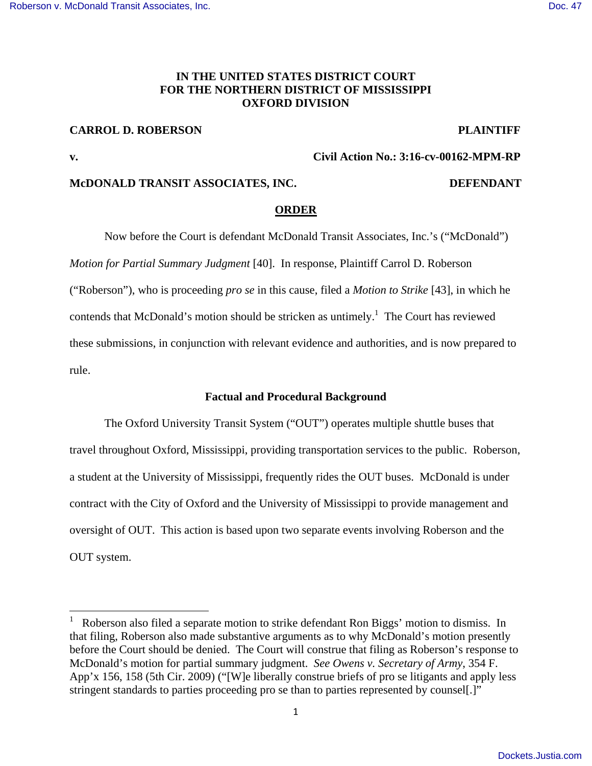**IN THE UNITED STATES DISTRICT COURT**
**FOR THE NORTHERN DISTRICT OF MISSISSIPPI**
**OXFORD DIVISION**

**CARROL D. ROBERSON** **PLAINTIFF**

**v.** **Civil Action No.: 3:16-cv-00162-MPM-RP**

**McDONALD TRANSIT ASSOCIATES, INC.** **DEFENDANT**

**ORDER**

Now before the Court is defendant McDonald Transit Associates, Inc.'s ("McDonald") *Motion for Partial Summary Judgment* [40]. In response, Plaintiff Carrol D. Roberson ("Roberson"), who is proceeding *pro se* in this cause, filed a *Motion to Strike* [43], in which he contends that McDonald's motion should be stricken as untimely.[1] The Court has reviewed these submissions, in conjunction with relevant evidence and authorities, and is now prepared to rule.

**Factual and Procedural Background**

The Oxford University Transit System ("OUT") operates multiple shuttle buses that travel throughout Oxford, Mississippi, providing transportation services to the public. Roberson, a student at the University of Mississippi, frequently rides the OUT buses. McDonald is under contract with the City of Oxford and the University of Mississippi to provide management and oversight of OUT. This action is based upon two separate events involving Roberson and the OUT system.

---

[1] Roberson also filed a separate motion to strike defendant Ron Biggs' motion to dismiss. In that filing, Roberson also made substantive arguments as to why McDonald's motion presently before the Court should be denied. The Court will construe that filing as Roberson's response to McDonald's motion for partial summary judgment. *See Owens v. Secretary of Army*, 354 F. App'x 156, 158 (5th Cir. 2009) ("[W]e liberally construe briefs of pro se litigants and apply less stringent standards to parties proceeding pro se than to parties represented by counsel[.]"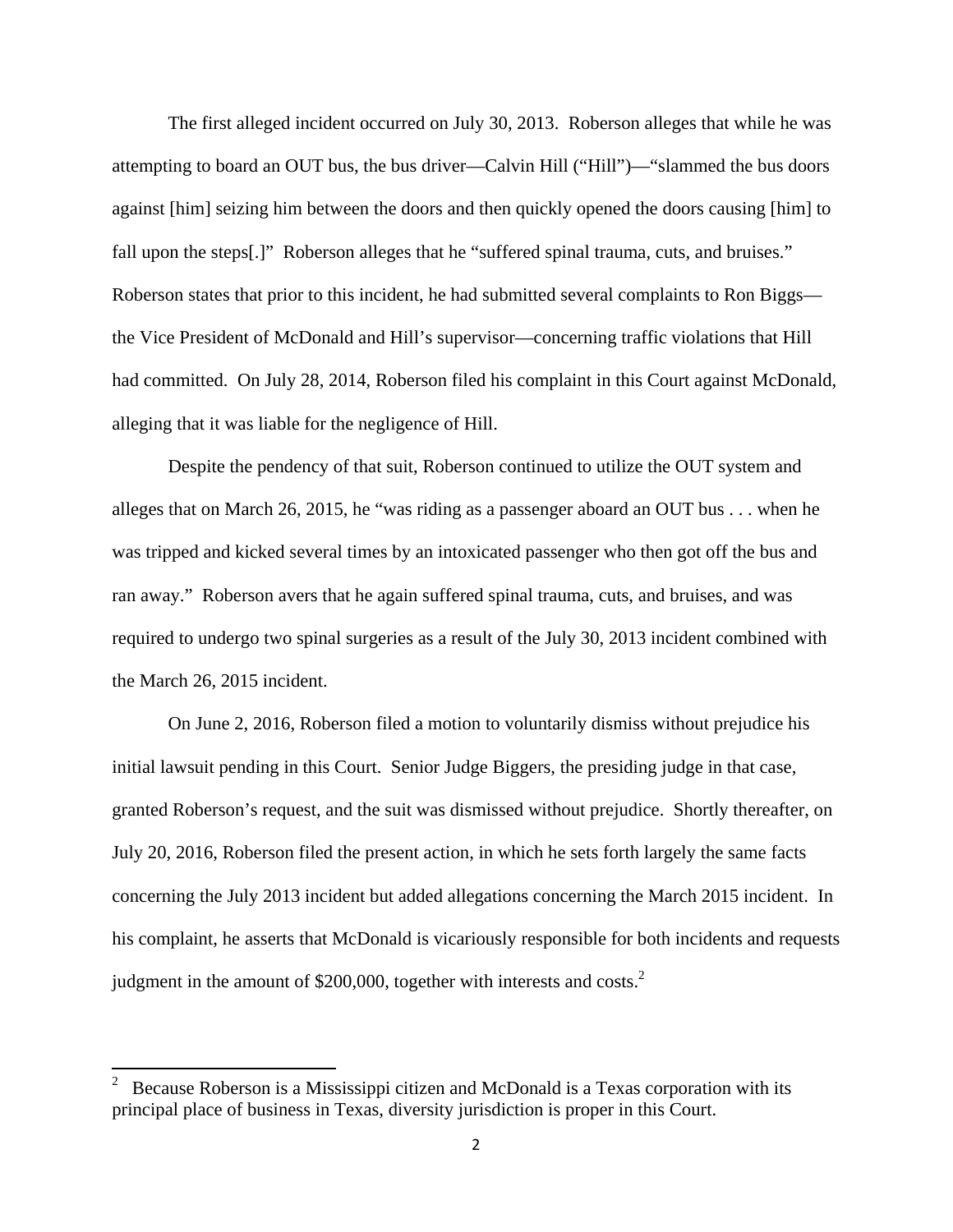The first alleged incident occurred on July 30, 2013. Roberson alleges that while he was attempting to board an OUT bus, the bus driver—Calvin Hill ("Hill")—"slammed the bus doors against [him] seizing him between the doors and then quickly opened the doors causing [him] to fall upon the steps[.]" Roberson alleges that he "suffered spinal trauma, cuts, and bruises." Roberson states that prior to this incident, he had submitted several complaints to Ron Biggs—the Vice President of McDonald and Hill's supervisor—concerning traffic violations that Hill had committed. On July 28, 2014, Roberson filed his complaint in this Court against McDonald, alleging that it was liable for the negligence of Hill.

Despite the pendency of that suit, Roberson continued to utilize the OUT system and alleges that on March 26, 2015, he "was riding as a passenger aboard an OUT bus . . . when he was tripped and kicked several times by an intoxicated passenger who then got off the bus and ran away." Roberson avers that he again suffered spinal trauma, cuts, and bruises, and was required to undergo two spinal surgeries as a result of the July 30, 2013 incident combined with the March 26, 2015 incident.

On June 2, 2016, Roberson filed a motion to voluntarily dismiss without prejudice his initial lawsuit pending in this Court. Senior Judge Biggers, the presiding judge in that case, granted Roberson's request, and the suit was dismissed without prejudice. Shortly thereafter, on July 20, 2016, Roberson filed the present action, in which he sets forth largely the same facts concerning the July 2013 incident but added allegations concerning the March 2015 incident. In his complaint, he asserts that McDonald is vicariously responsible for both incidents and requests judgment in the amount of $200,000, together with interests and costs.[2]

---

[2] Because Roberson is a Mississippi citizen and McDonald is a Texas corporation with its principal place of business in Texas, diversity jurisdiction is proper in this Court.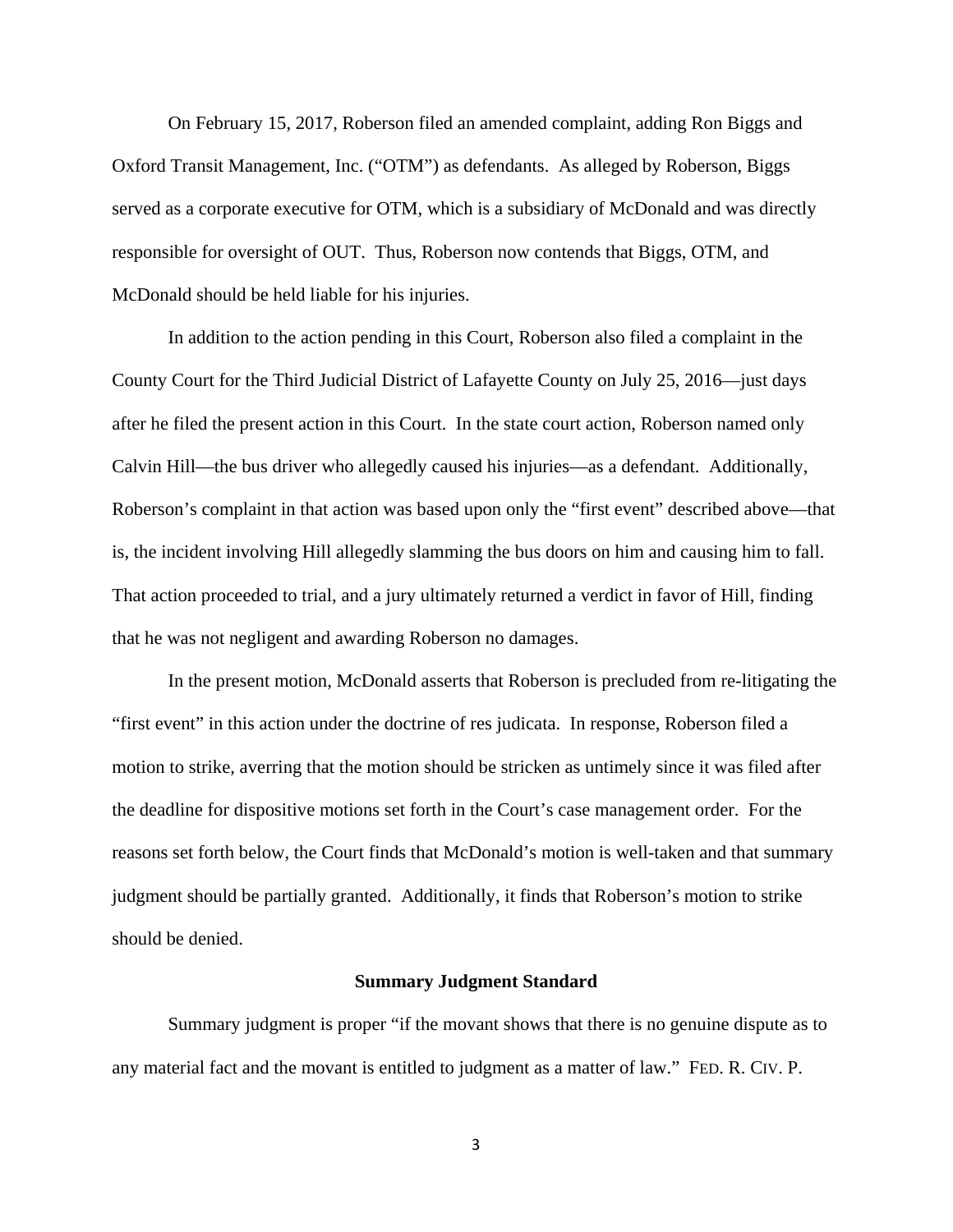On February 15, 2017, Roberson filed an amended complaint, adding Ron Biggs and Oxford Transit Management, Inc. ("OTM") as defendants. As alleged by Roberson, Biggs served as a corporate executive for OTM, which is a subsidiary of McDonald and was directly responsible for oversight of OUT. Thus, Roberson now contends that Biggs, OTM, and McDonald should be held liable for his injuries.

In addition to the action pending in this Court, Roberson also filed a complaint in the County Court for the Third Judicial District of Lafayette County on July 25, 2016—just days after he filed the present action in this Court. In the state court action, Roberson named only Calvin Hill—the bus driver who allegedly caused his injuries—as a defendant. Additionally, Roberson's complaint in that action was based upon only the "first event" described above—that is, the incident involving Hill allegedly slamming the bus doors on him and causing him to fall. That action proceeded to trial, and a jury ultimately returned a verdict in favor of Hill, finding that he was not negligent and awarding Roberson no damages.

In the present motion, McDonald asserts that Roberson is precluded from re-litigating the "first event" in this action under the doctrine of res judicata. In response, Roberson filed a motion to strike, averring that the motion should be stricken as untimely since it was filed after the deadline for dispositive motions set forth in the Court's case management order. For the reasons set forth below, the Court finds that McDonald's motion is well-taken and that summary judgment should be partially granted. Additionally, it finds that Roberson's motion to strike should be denied.

**Summary Judgment Standard**

Summary judgment is proper "if the movant shows that there is no genuine dispute as to any material fact and the movant is entitled to judgment as a matter of law." FED. R. CIV. P.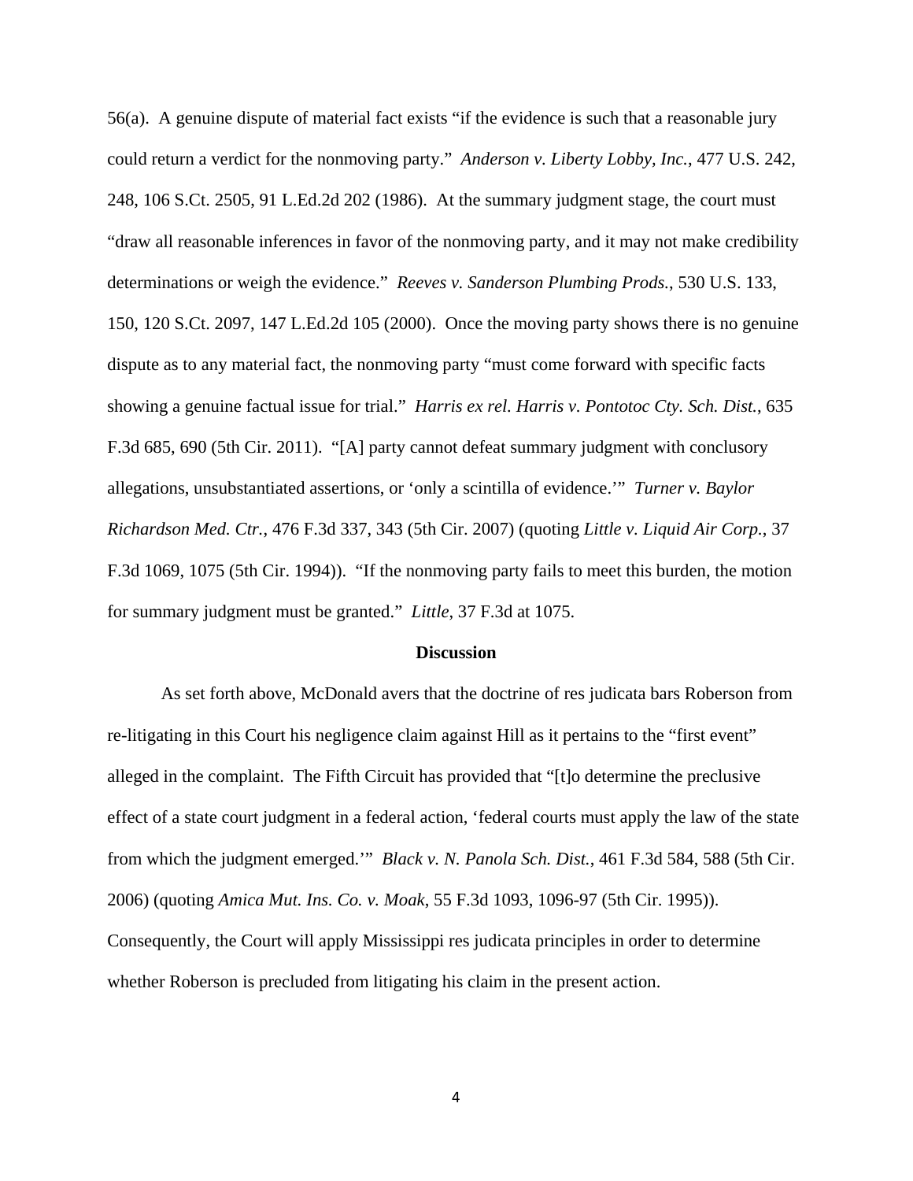56(a). A genuine dispute of material fact exists "if the evidence is such that a reasonable jury could return a verdict for the nonmoving party." *Anderson v. Liberty Lobby, Inc.*, 477 U.S. 242, 248, 106 S.Ct. 2505, 91 L.Ed.2d 202 (1986). At the summary judgment stage, the court must "draw all reasonable inferences in favor of the nonmoving party, and it may not make credibility determinations or weigh the evidence." *Reeves v. Sanderson Plumbing Prods.*, 530 U.S. 133, 150, 120 S.Ct. 2097, 147 L.Ed.2d 105 (2000). Once the moving party shows there is no genuine dispute as to any material fact, the nonmoving party "must come forward with specific facts showing a genuine factual issue for trial." *Harris ex rel. Harris v. Pontotoc Cty. Sch. Dist.*, 635 F.3d 685, 690 (5th Cir. 2011). "[A] party cannot defeat summary judgment with conclusory allegations, unsubstantiated assertions, or 'only a scintilla of evidence.'" *Turner v. Baylor Richardson Med. Ctr.*, 476 F.3d 337, 343 (5th Cir. 2007) (quoting *Little v. Liquid Air Corp.*, 37 F.3d 1069, 1075 (5th Cir. 1994)). "If the nonmoving party fails to meet this burden, the motion for summary judgment must be granted." *Little*, 37 F.3d at 1075.

## Discussion

As set forth above, McDonald avers that the doctrine of res judicata bars Roberson from re-litigating in this Court his negligence claim against Hill as it pertains to the "first event" alleged in the complaint. The Fifth Circuit has provided that "[t]o determine the preclusive effect of a state court judgment in a federal action, 'federal courts must apply the law of the state from which the judgment emerged.'" *Black v. N. Panola Sch. Dist.*, 461 F.3d 584, 588 (5th Cir. 2006) (quoting *Amica Mut. Ins. Co. v. Moak*, 55 F.3d 1093, 1096-97 (5th Cir. 1995)). Consequently, the Court will apply Mississippi res judicata principles in order to determine whether Roberson is precluded from litigating his claim in the present action.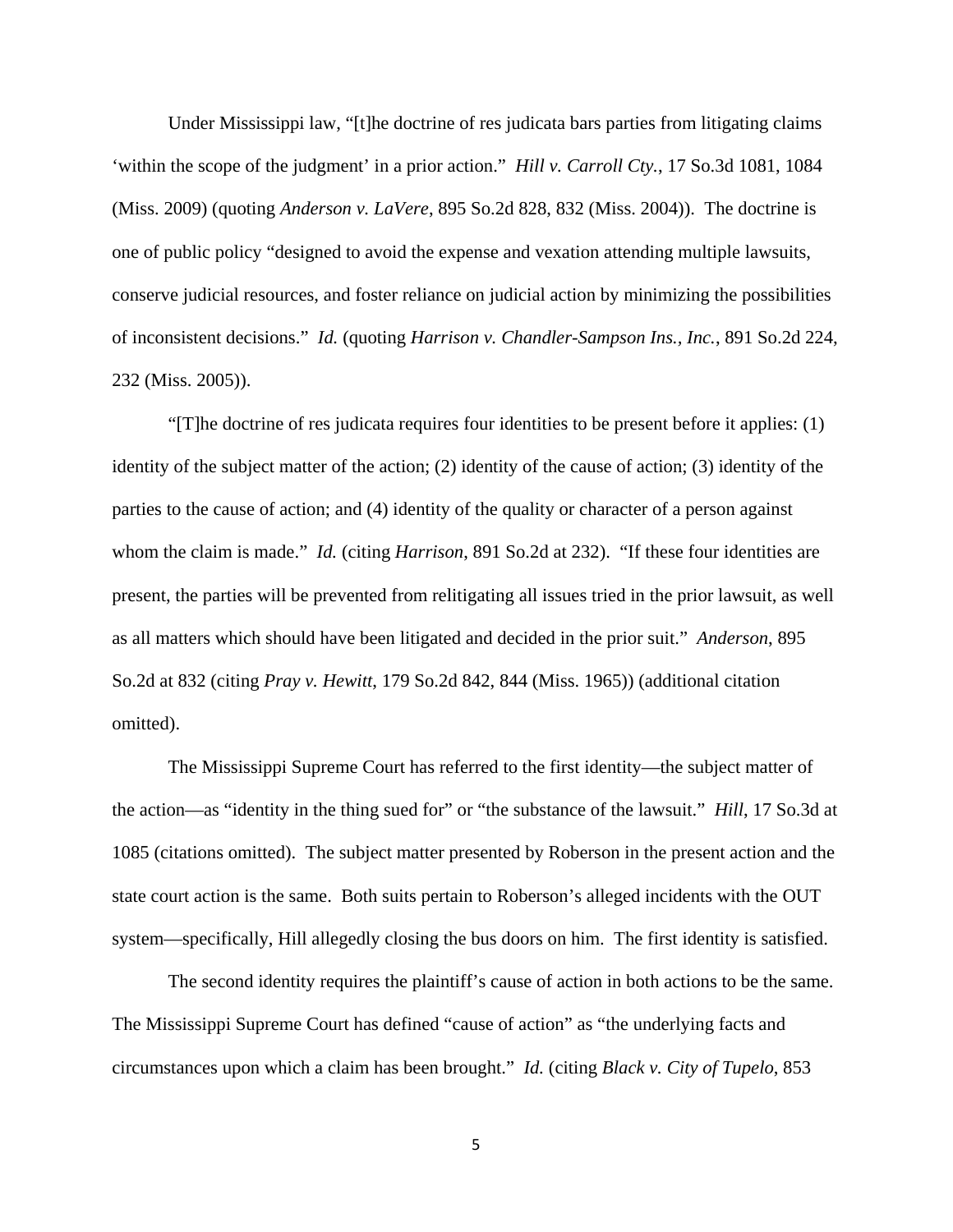Under Mississippi law, "[t]he doctrine of res judicata bars parties from litigating claims 'within the scope of the judgment' in a prior action." *Hill v. Carroll Cty.*, 17 So.3d 1081, 1084 (Miss. 2009) (quoting *Anderson v. LaVere*, 895 So.2d 828, 832 (Miss. 2004)). The doctrine is one of public policy "designed to avoid the expense and vexation attending multiple lawsuits, conserve judicial resources, and foster reliance on judicial action by minimizing the possibilities of inconsistent decisions." *Id.* (quoting *Harrison v. Chandler-Sampson Ins., Inc.*, 891 So.2d 224, 232 (Miss. 2005)).

"[T]he doctrine of res judicata requires four identities to be present before it applies: (1) identity of the subject matter of the action; (2) identity of the cause of action; (3) identity of the parties to the cause of action; and (4) identity of the quality or character of a person against whom the claim is made." *Id.* (citing *Harrison*, 891 So.2d at 232). "If these four identities are present, the parties will be prevented from relitigating all issues tried in the prior lawsuit, as well as all matters which should have been litigated and decided in the prior suit." *Anderson*, 895 So.2d at 832 (citing *Pray v. Hewitt*, 179 So.2d 842, 844 (Miss. 1965)) (additional citation omitted).

The Mississippi Supreme Court has referred to the first identity—the subject matter of the action—as "identity in the thing sued for" or "the substance of the lawsuit." *Hill*, 17 So.3d at 1085 (citations omitted). The subject matter presented by Roberson in the present action and the state court action is the same. Both suits pertain to Roberson's alleged incidents with the OUT system—specifically, Hill allegedly closing the bus doors on him. The first identity is satisfied.

The second identity requires the plaintiff's cause of action in both actions to be the same. The Mississippi Supreme Court has defined "cause of action" as "the underlying facts and circumstances upon which a claim has been brought." *Id.* (citing *Black v. City of Tupelo*, 853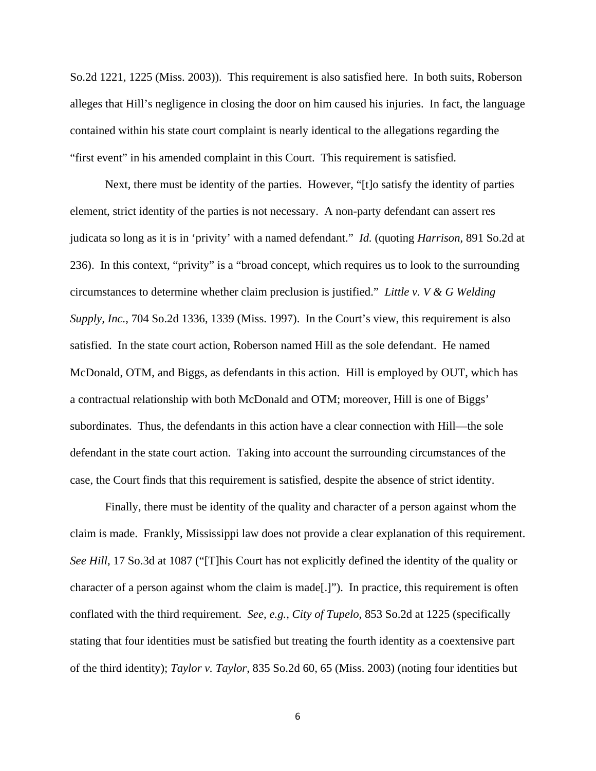So.2d 1221, 1225 (Miss. 2003)). This requirement is also satisfied here. In both suits, Roberson alleges that Hill's negligence in closing the door on him caused his injuries. In fact, the language contained within his state court complaint is nearly identical to the allegations regarding the "first event" in his amended complaint in this Court. This requirement is satisfied.

Next, there must be identity of the parties. However, "[t]o satisfy the identity of parties element, strict identity of the parties is not necessary. A non-party defendant can assert res judicata so long as it is in 'privity' with a named defendant." *Id.* (quoting *Harrison*, 891 So.2d at 236). In this context, "privity" is a "broad concept, which requires us to look to the surrounding circumstances to determine whether claim preclusion is justified." *Little v. V & G Welding Supply, Inc.*, 704 So.2d 1336, 1339 (Miss. 1997). In the Court's view, this requirement is also satisfied. In the state court action, Roberson named Hill as the sole defendant. He named McDonald, OTM, and Biggs, as defendants in this action. Hill is employed by OUT, which has a contractual relationship with both McDonald and OTM; moreover, Hill is one of Biggs' subordinates. Thus, the defendants in this action have a clear connection with Hill—the sole defendant in the state court action. Taking into account the surrounding circumstances of the case, the Court finds that this requirement is satisfied, despite the absence of strict identity.

Finally, there must be identity of the quality and character of a person against whom the claim is made. Frankly, Mississippi law does not provide a clear explanation of this requirement. *See Hill*, 17 So.3d at 1087 ("[T]his Court has not explicitly defined the identity of the quality or character of a person against whom the claim is made[.]"). In practice, this requirement is often conflated with the third requirement. *See, e.g.*, *City of Tupelo*, 853 So.2d at 1225 (specifically stating that four identities must be satisfied but treating the fourth identity as a coextensive part of the third identity); *Taylor v. Taylor*, 835 So.2d 60, 65 (Miss. 2003) (noting four identities but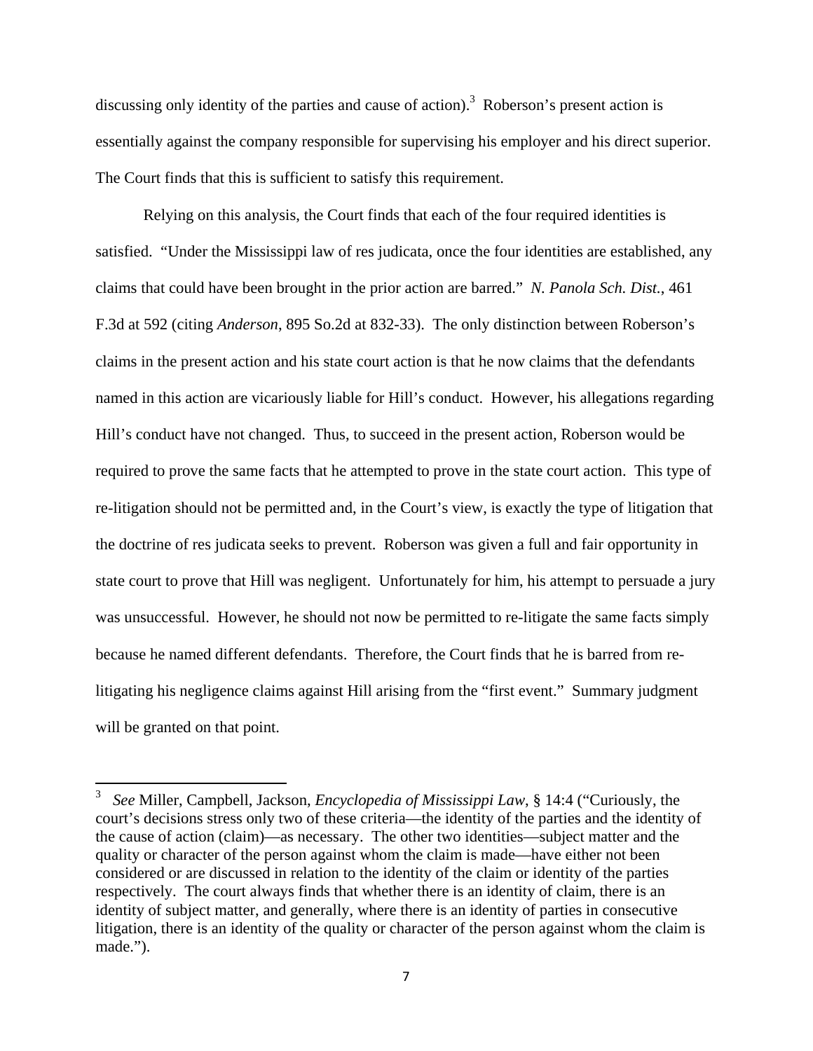discussing only identity of the parties and cause of action).[3] Roberson's present action is essentially against the company responsible for supervising his employer and his direct superior. The Court finds that this is sufficient to satisfy this requirement.

Relying on this analysis, the Court finds that each of the four required identities is satisfied. "Under the Mississippi law of res judicata, once the four identities are established, any claims that could have been brought in the prior action are barred." *N. Panola Sch. Dist.*, 461 F.3d at 592 (citing *Anderson*, 895 So.2d at 832-33). The only distinction between Roberson's claims in the present action and his state court action is that he now claims that the defendants named in this action are vicariously liable for Hill's conduct. However, his allegations regarding Hill's conduct have not changed. Thus, to succeed in the present action, Roberson would be required to prove the same facts that he attempted to prove in the state court action. This type of re-litigation should not be permitted and, in the Court's view, is exactly the type of litigation that the doctrine of res judicata seeks to prevent. Roberson was given a full and fair opportunity in state court to prove that Hill was negligent. Unfortunately for him, his attempt to persuade a jury was unsuccessful. However, he should not now be permitted to re-litigate the same facts simply because he named different defendants. Therefore, the Court finds that he is barred from re-litigating his negligence claims against Hill arising from the "first event." Summary judgment will be granted on that point.

---

[3] *See* Miller, Campbell, Jackson, *Encyclopedia of Mississippi Law*, § 14:4 ("Curiously, the court's decisions stress only two of these criteria—the identity of the parties and the identity of the cause of action (claim)—as necessary. The other two identities—subject matter and the quality or character of the person against whom the claim is made—have either not been considered or are discussed in relation to the identity of the claim or identity of the parties respectively. The court always finds that whether there is an identity of claim, there is an identity of subject matter, and generally, where there is an identity of parties in consecutive litigation, there is an identity of the quality or character of the person against whom the claim is made.").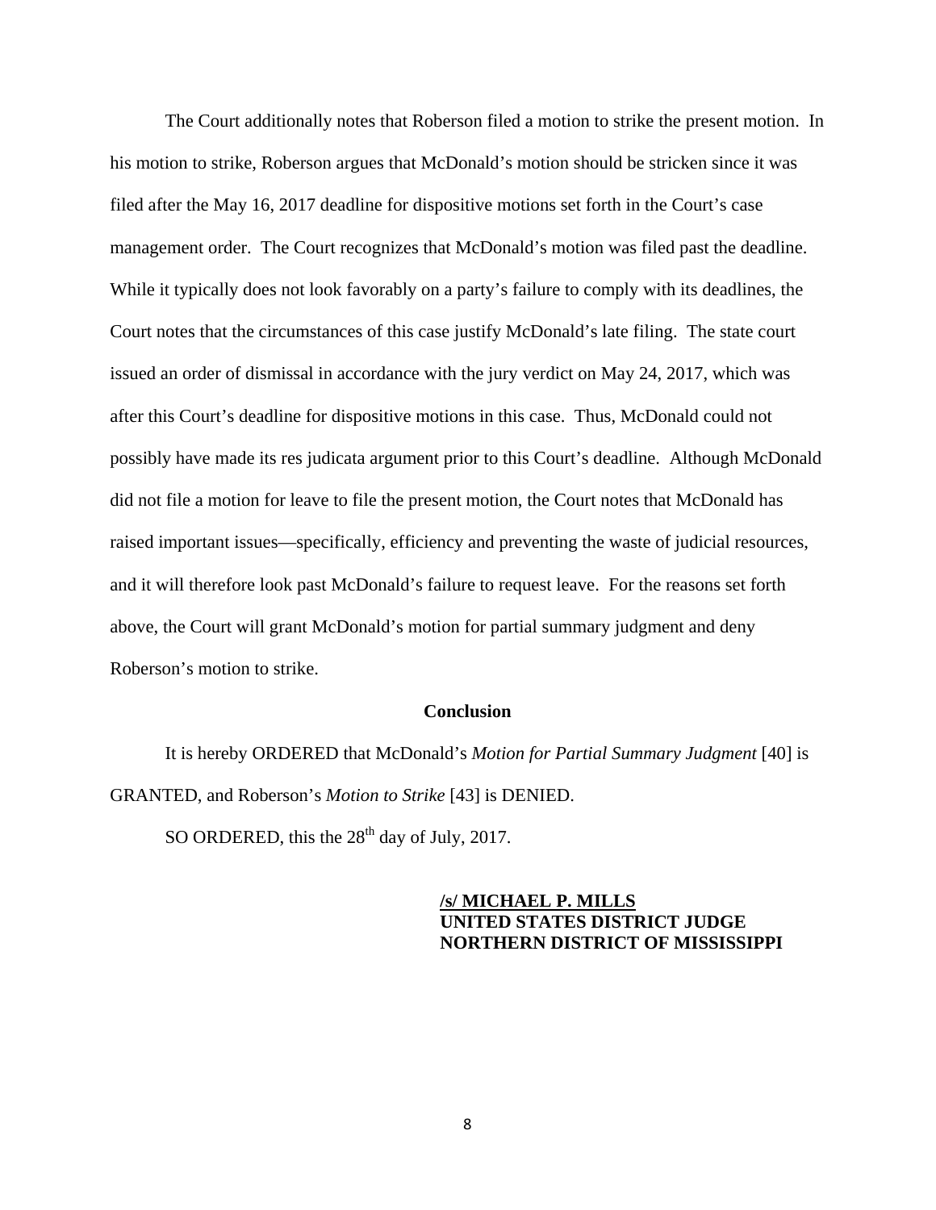The Court additionally notes that Roberson filed a motion to strike the present motion. In his motion to strike, Roberson argues that McDonald's motion should be stricken since it was filed after the May 16, 2017 deadline for dispositive motions set forth in the Court's case management order. The Court recognizes that McDonald's motion was filed past the deadline. While it typically does not look favorably on a party's failure to comply with its deadlines, the Court notes that the circumstances of this case justify McDonald's late filing. The state court issued an order of dismissal in accordance with the jury verdict on May 24, 2017, which was after this Court's deadline for dispositive motions in this case. Thus, McDonald could not possibly have made its res judicata argument prior to this Court's deadline. Although McDonald did not file a motion for leave to file the present motion, the Court notes that McDonald has raised important issues—specifically, efficiency and preventing the waste of judicial resources, and it will therefore look past McDonald's failure to request leave. For the reasons set forth above, the Court will grant McDonald's motion for partial summary judgment and deny Roberson's motion to strike.

**Conclusion**

It is hereby ORDERED that McDonald's *Motion for Partial Summary Judgment* [40] is GRANTED, and Roberson's *Motion to Strike* [43] is DENIED.

SO ORDERED, this the 28th day of July, 2017.

**/s/ MICHAEL P. MILLS**
**UNITED STATES DISTRICT JUDGE**
**NORTHERN DISTRICT OF MISSISSIPPI**